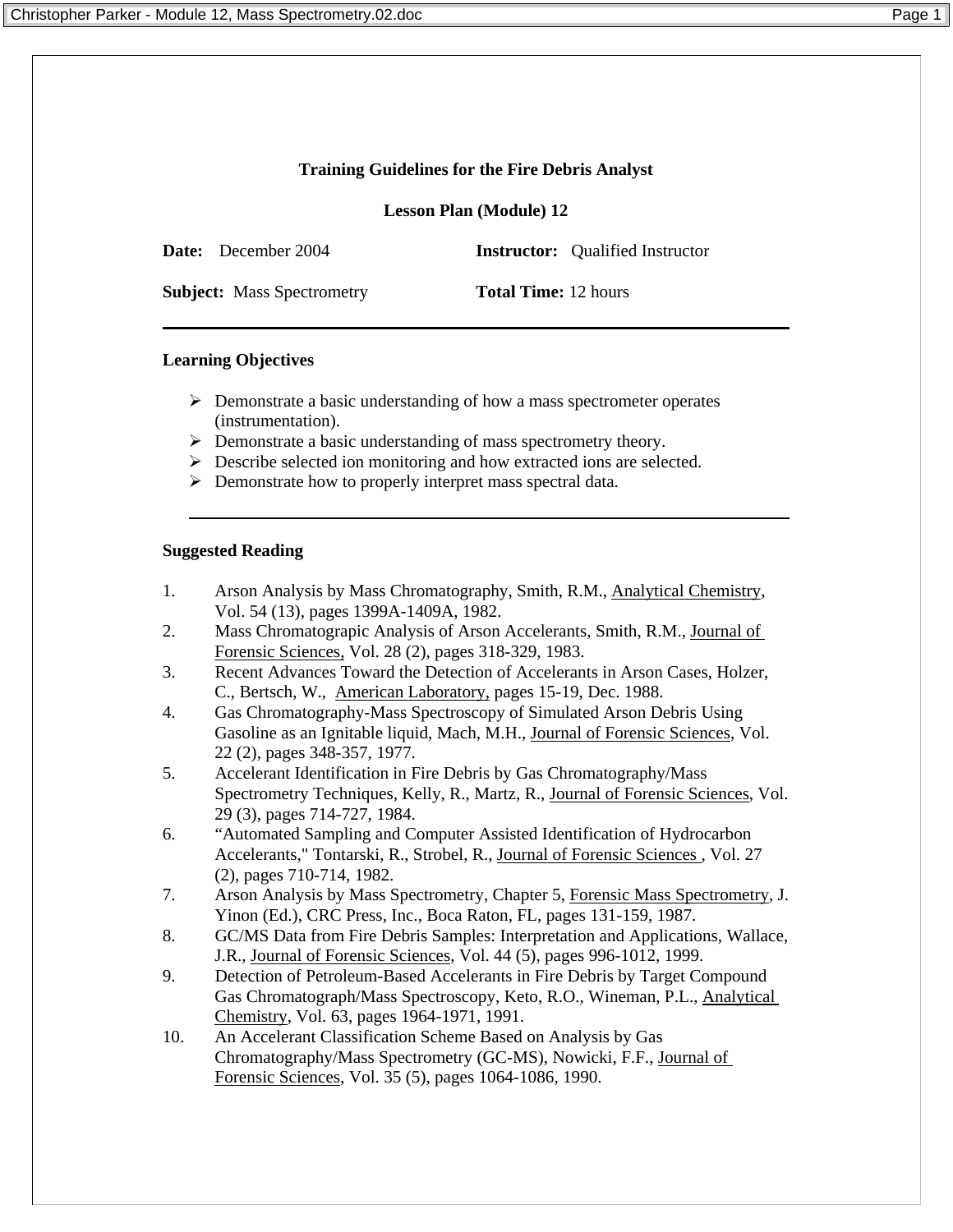# Training Guidelines for the Fire Debris Analyst

## Lesson Plan (Module) 12

**Date:** December 2004

**Instructor:** Qualified Instructor

**Subject:** Mass Spectrometry

**Total Time:** 12 hours

---

### Learning Objectives

- Demonstrate a basic understanding of how a mass spectrometer operates (instrumentation).
- Demonstrate a basic understanding of mass spectrometry theory.
- Describe selected ion monitoring and how extracted ions are selected.
- Demonstrate how to properly interpret mass spectral data.

---

### Suggested Reading

1. Arson Analysis by Mass Chromatography, Smith, R.M., Analytical Chemistry, Vol. 54 (13), pages 1399A-1409A, 1982.
2. Mass Chromatograpic Analysis of Arson Accelerants, Smith, R.M., Journal of Forensic Sciences, Vol. 28 (2), pages 318-329, 1983.
3. Recent Advances Toward the Detection of Accelerants in Arson Cases, Holzer, C., Bertsch, W., American Laboratory, pages 15-19, Dec. 1988.
4. Gas Chromatography-Mass Spectroscopy of Simulated Arson Debris Using Gasoline as an Ignitable liquid, Mach, M.H., Journal of Forensic Sciences, Vol. 22 (2), pages 348-357, 1977.
5. Accelerant Identification in Fire Debris by Gas Chromatography/Mass Spectrometry Techniques, Kelly, R., Martz, R., Journal of Forensic Sciences, Vol. 29 (3), pages 714-727, 1984.
6. "Automated Sampling and Computer Assisted Identification of Hydrocarbon Accelerants," Tontarski, R., Strobel, R., Journal of Forensic Sciences , Vol. 27 (2), pages 710-714, 1982.
7. Arson Analysis by Mass Spectrometry, Chapter 5, Forensic Mass Spectrometry, J. Yinon (Ed.), CRC Press, Inc., Boca Raton, FL, pages 131-159, 1987.
8. GC/MS Data from Fire Debris Samples: Interpretation and Applications, Wallace, J.R., Journal of Forensic Sciences, Vol. 44 (5), pages 996-1012, 1999.
9. Detection of Petroleum-Based Accelerants in Fire Debris by Target Compound Gas Chromatograph/Mass Spectroscopy, Keto, R.O., Wineman, P.L., Analytical Chemistry, Vol. 63, pages 1964-1971, 1991.
10. An Accelerant Classification Scheme Based on Analysis by Gas Chromatography/Mass Spectrometry (GC-MS), Nowicki, F.F., Journal of Forensic Sciences, Vol. 35 (5), pages 1064-1086, 1990.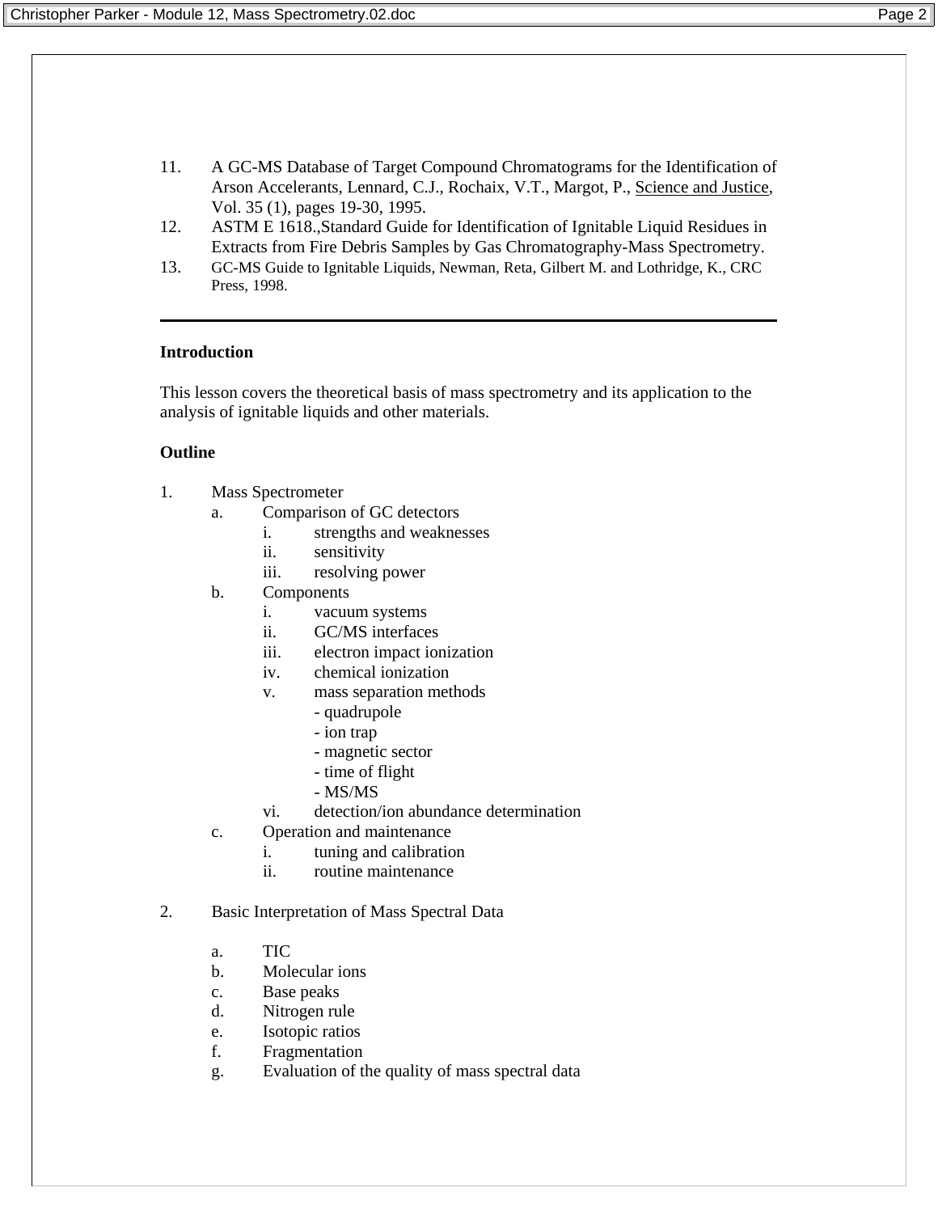11. A GC-MS Database of Target Compound Chromatograms for the Identification of Arson Accelerants, Lennard, C.J., Rochaix, V.T., Margot, P., Science and Justice, Vol. 35 (1), pages 19-30, 1995.
12. ASTM E 1618.,Standard Guide for Identification of Ignitable Liquid Residues in Extracts from Fire Debris Samples by Gas Chromatography-Mass Spectrometry.
13. GC-MS Guide to Ignitable Liquids, Newman, Reta, Gilbert M. and Lothridge, K., CRC Press, 1998.

---

**Introduction**

This lesson covers the theoretical basis of mass spectrometry and its application to the analysis of ignitable liquids and other materials.

**Outline**

1. Mass Spectrometer
   a. Comparison of GC detectors
      i. strengths and weaknesses
      ii. sensitivity
      iii. resolving power
   b. Components
      i. vacuum systems
      ii. GC/MS interfaces
      iii. electron impact ionization
      iv. chemical ionization
      v. mass separation methods
         - quadrupole
         - ion trap
         - magnetic sector
         - time of flight
         - MS/MS
      vi. detection/ion abundance determination
   c. Operation and maintenance
      i. tuning and calibration
      ii. routine maintenance

2. Basic Interpretation of Mass Spectral Data

   a. TIC
   b. Molecular ions
   c. Base peaks
   d. Nitrogen rule
   e. Isotopic ratios
   f. Fragmentation
   g. Evaluation of the quality of mass spectral data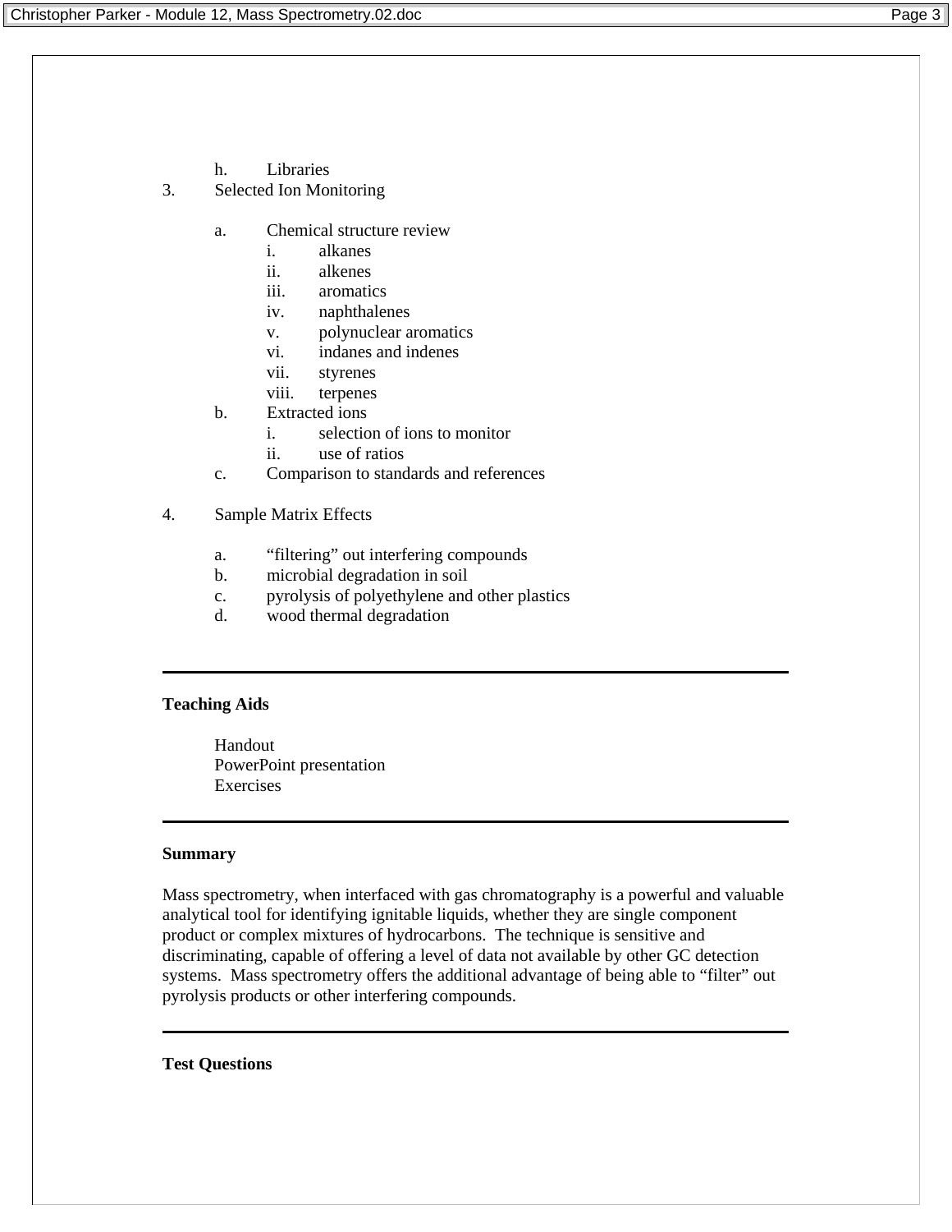h. Libraries

3. Selected Ion Monitoring

   a. Chemical structure review
      i. alkanes
      ii. alkenes
      iii. aromatics
      iv. naphthalenes
      v. polynuclear aromatics
      vi. indanes and indenes
      vii. styrenes
      viii. terpenes
   b. Extracted ions
      i. selection of ions to monitor
      ii. use of ratios
   c. Comparison to standards and references

4. Sample Matrix Effects

   a. “filtering” out interfering compounds
   b. microbial degradation in soil
   c. pyrolysis of polyethylene and other plastics
   d. wood thermal degradation

---

**Teaching Aids**

Handout
PowerPoint presentation
Exercises

---

**Summary**

Mass spectrometry, when interfaced with gas chromatography is a powerful and valuable analytical tool for identifying ignitable liquids, whether they are single component product or complex mixtures of hydrocarbons. The technique is sensitive and discriminating, capable of offering a level of data not available by other GC detection systems. Mass spectrometry offers the additional advantage of being able to “filter” out pyrolysis products or other interfering compounds.

---

**Test Questions**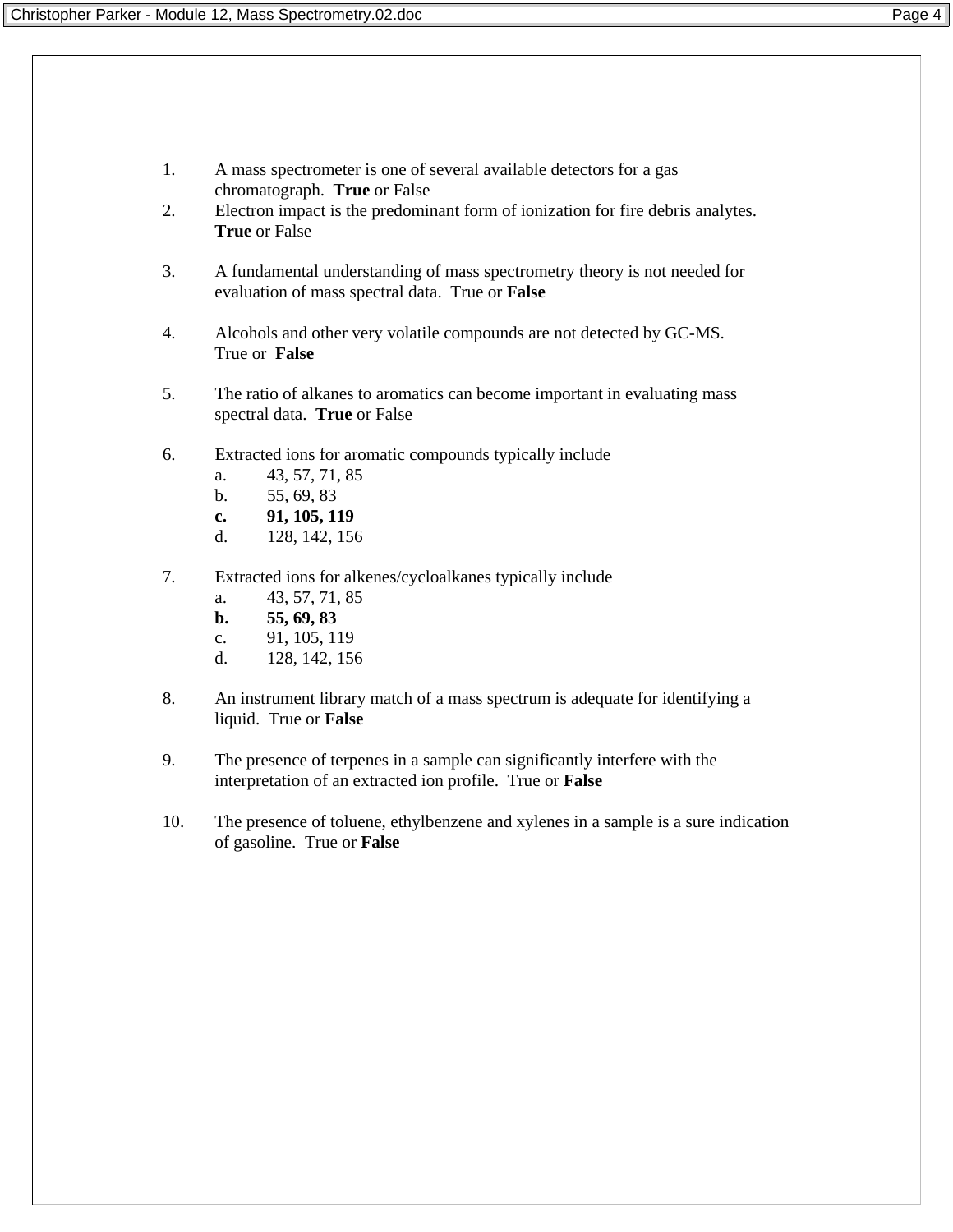1. A mass spectrometer is one of several available detectors for a gas chromatograph. **True** or False
2. Electron impact is the predominant form of ionization for fire debris analytes. **True** or False

3. A fundamental understanding of mass spectrometry theory is not needed for evaluation of mass spectral data. True or **False**

4. Alcohols and other very volatile compounds are not detected by GC-MS. True or **False**

5. The ratio of alkanes to aromatics can become important in evaluating mass spectral data. **True** or False

6. Extracted ions for aromatic compounds typically include
   a. 43, 57, 71, 85
   b. 55, 69, 83
   **c. 91, 105, 119**
   d. 128, 142, 156

7. Extracted ions for alkenes/cycloalkanes typically include
   a. 43, 57, 71, 85
   **b. 55, 69, 83**
   c. 91, 105, 119
   d. 128, 142, 156

8. An instrument library match of a mass spectrum is adequate for identifying a liquid. True or **False**

9. The presence of terpenes in a sample can significantly interfere with the interpretation of an extracted ion profile. True or **False**

10. The presence of toluene, ethylbenzene and xylenes in a sample is a sure indication of gasoline. True or **False**